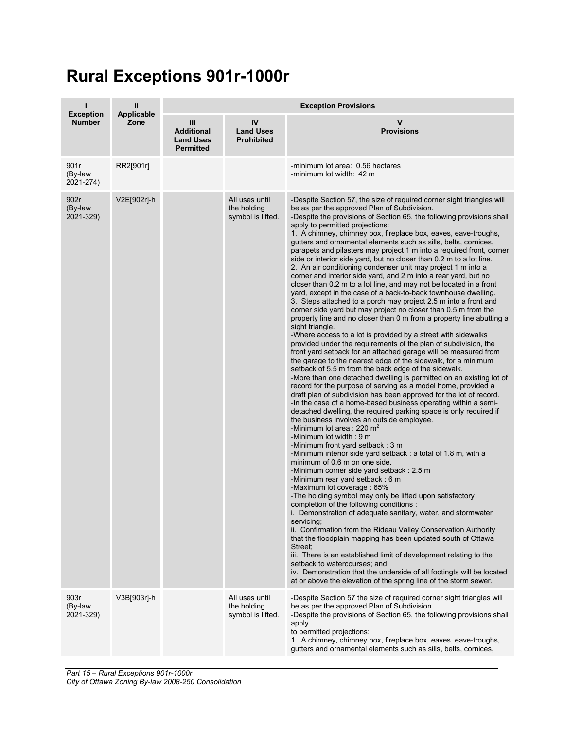# Rural Exceptions 901r-1000r

| I<br>Exception Number | II<br>Applicable Zone | Exception Provisions | | |
|---|---|---|---|---|
| | | III<br>Additional Land Uses Permitted | IV<br>Land Uses Prohibited | V<br>Provisions |
| 901r (By-law 2021-274) | RR2[901r] | | | -minimum lot area: 0.56 hectares<br>-minimum lot width: 42 m |
| 902r (By-law 2021-329) | V2E[902r]-h | | All uses until the holding symbol is lifted. | -Despite Section 57, the size of required corner sight triangles will be as per the approved Plan of Subdivision.<br>-Despite the provisions of Section 65, the following provisions shall apply to permitted projections:<br>1. A chimney, chimney box, fireplace box, eaves, eave-troughs, gutters and ornamental elements such as sills, belts, cornices, parapets and pilasters may project 1 m into a required front, corner side or interior side yard, but no closer than 0.2 m to a lot line.<br>2. An air conditioning condenser unit may project 1 m into a corner and interior side yard, and 2 m into a rear yard, but no closer than 0.2 m to a lot line, and may not be located in a front yard, except in the case of a back-to-back townhouse dwelling.<br>3. Steps attached to a porch may project 2.5 m into a front and corner side yard but may project no closer than 0.5 m from the property line and no closer than 0 m from a property line abutting a sight triangle.<br>-Where access to a lot is provided by a street with sidewalks provided under the requirements of the plan of subdivision, the front yard setback for an attached garage will be measured from the garage to the nearest edge of the sidewalk, for a minimum setback of 5.5 m from the back edge of the sidewalk.<br>-More than one detached dwelling is permitted on an existing lot of record for the purpose of serving as a model home, provided a draft plan of subdivision has been approved for the lot of record.<br>-In the case of a home-based business operating within a semi-detached dwelling, the required parking space is only required if the business involves an outside employee.<br>-Minimum lot area : 220 $m^2$<br>-Minimum lot width : 9 m<br>-Minimum front yard setback : 3 m<br>-Minimum interior side yard setback : a total of 1.8 m, with a minimum of 0.6 m on one side.<br>-Minimum corner side yard setback : 2.5 m<br>-Minimum rear yard setback : 6 m<br>-Maximum lot coverage : 65%<br>-The holding symbol may only be lifted upon satisfactory completion of the following conditions :<br>i. Demonstration of adequate sanitary, water, and stormwater servicing;<br>ii. Confirmation from the Rideau Valley Conservation Authority that the floodplain mapping has been updated south of Ottawa Street;<br>iii. There is an established limit of development relating to the setback to watercourses; and<br>iv. Demonstration that the underside of all footingts will be located at or above the elevation of the spring line of the storm sewer. |
| 903r (By-law 2021-329) | V3B[903r]-h | | All uses until the holding symbol is lifted. | -Despite Section 57 the size of required corner sight triangles will be as per the approved Plan of Subdivision.<br>-Despite the provisions of Section 65, the following provisions shall apply<br>to permitted projections:<br>1. A chimney, chimney box, fireplace box, eaves, eave-troughs, gutters and ornamental elements such as sills, belts, cornices, |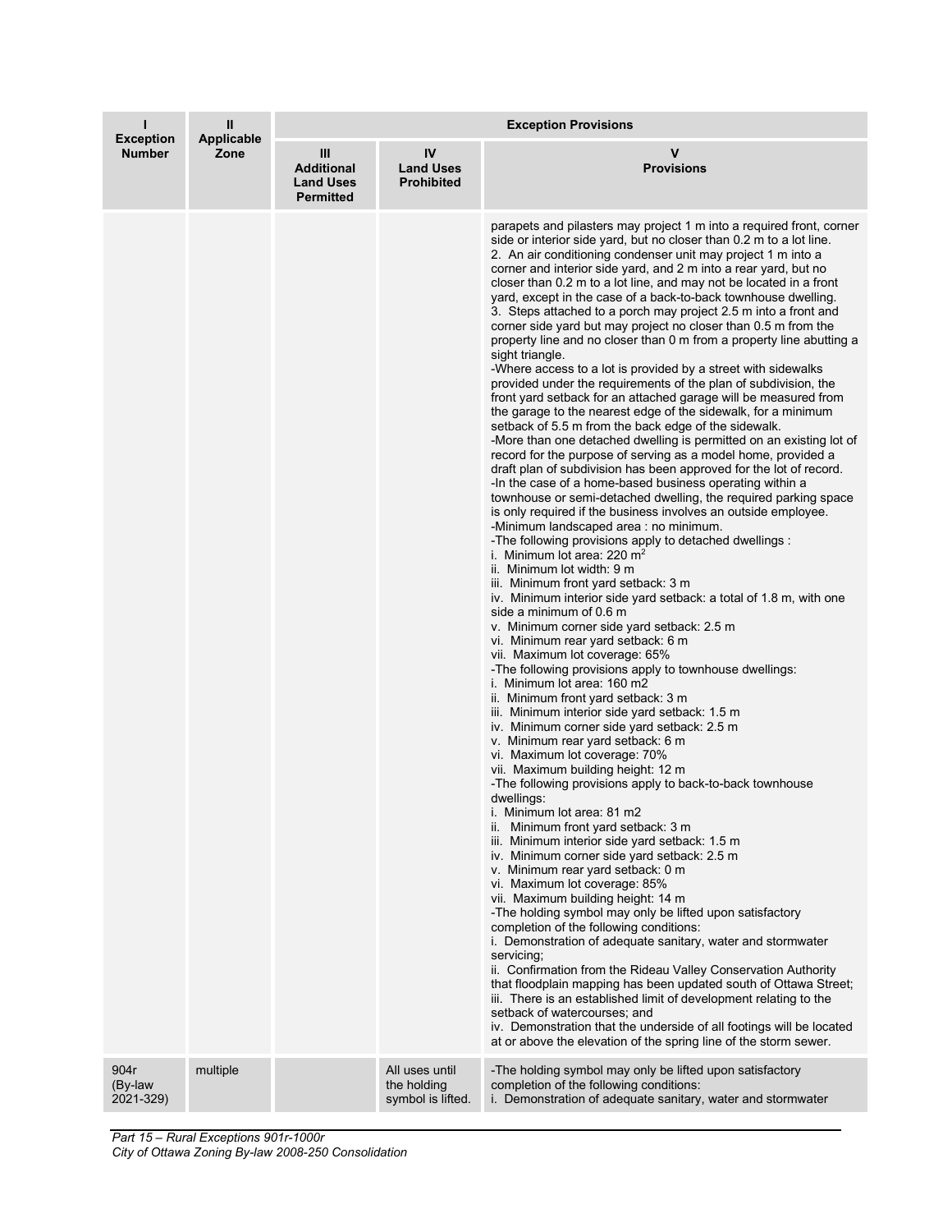| I<br>Exception Number | II<br>Applicable Zone | Exception Provisions | | |
|---|---|---|---|---|
| | | III<br>Additional Land Uses Permitted | IV<br>Land Uses Prohibited | V<br>Provisions |
| | | | | parapets and pilasters may project 1 m into a required front, corner side or interior side yard, but no closer than 0.2 m to a lot line.<br>2. An air conditioning condenser unit may project 1 m into a corner and interior side yard, and 2 m into a rear yard, but no closer than 0.2 m to a lot line, and may not be located in a front yard, except in the case of a back-to-back townhouse dwelling.<br>3. Steps attached to a porch may project 2.5 m into a front and corner side yard but may project no closer than 0.5 m from the property line and no closer than 0 m from a property line abutting a sight triangle.<br>-Where access to a lot is provided by a street with sidewalks provided under the requirements of the plan of subdivision, the front yard setback for an attached garage will be measured from the garage to the nearest edge of the sidewalk, for a minimum setback of 5.5 m from the back edge of the sidewalk.<br>-More than one detached dwelling is permitted on an existing lot of record for the purpose of serving as a model home, provided a draft plan of subdivision has been approved for the lot of record.<br>-In the case of a home-based business operating within a townhouse or semi-detached dwelling, the required parking space is only required if the business involves an outside employee.<br>-Minimum landscaped area : no minimum.<br>-The following provisions apply to detached dwellings :<br>i. Minimum lot area: 220 $m^2$<br>ii. Minimum lot width: 9 m<br>iii. Minimum front yard setback: 3 m<br>iv. Minimum interior side yard setback: a total of 1.8 m, with one side a minimum of 0.6 m<br>v. Minimum corner side yard setback: 2.5 m<br>vi. Minimum rear yard setback: 6 m<br>vii. Maximum lot coverage: 65%<br>-The following provisions apply to townhouse dwellings:<br>i. Minimum lot area: 160 m2<br>ii. Minimum front yard setback: 3 m<br>iii. Minimum interior side yard setback: 1.5 m<br>iv. Minimum corner side yard setback: 2.5 m<br>v. Minimum rear yard setback: 6 m<br>vi. Maximum lot coverage: 70%<br>vii. Maximum building height: 12 m<br>-The following provisions apply to back-to-back townhouse dwellings:<br>i. Minimum lot area: 81 m2<br>ii. Minimum front yard setback: 3 m<br>iii. Minimum interior side yard setback: 1.5 m<br>iv. Minimum corner side yard setback: 2.5 m<br>v. Minimum rear yard setback: 0 m<br>vi. Maximum lot coverage: 85%<br>vii. Maximum building height: 14 m<br>-The holding symbol may only be lifted upon satisfactory completion of the following conditions:<br>i. Demonstration of adequate sanitary, water and stormwater servicing;<br>ii. Confirmation from the Rideau Valley Conservation Authority that floodplain mapping has been updated south of Ottawa Street;<br>iii. There is an established limit of development relating to the setback of watercourses; and<br>iv. Demonstration that the underside of all footings will be located at or above the elevation of the spring line of the storm sewer. |
| 904r<br>(By-law 2021-329) | multiple | | All uses until the holding symbol is lifted. | -The holding symbol may only be lifted upon satisfactory completion of the following conditions:<br>i. Demonstration of adequate sanitary, water and stormwater |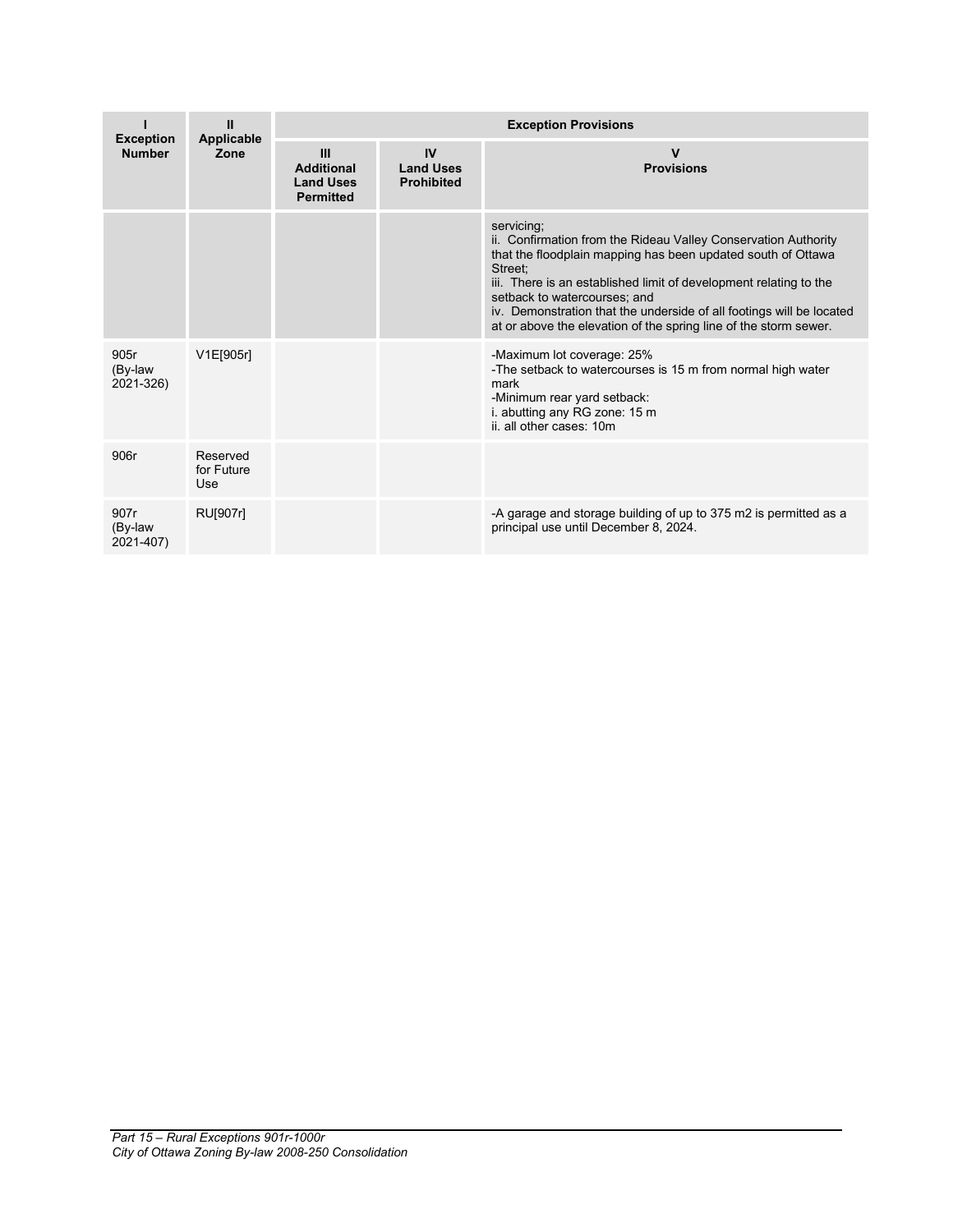| I<br>Exception Number | II<br>Applicable Zone | Exception Provisions | | |
|---|---|---|---|---|
| | | III<br>Additional Land Uses Permitted | IV<br>Land Uses Prohibited | V<br>Provisions |
| | | | | servicing;<br>ii. Confirmation from the Rideau Valley Conservation Authority that the floodplain mapping has been updated south of Ottawa Street;<br>iii. There is an established limit of development relating to the setback to watercourses; and<br>iv. Demonstration that the underside of all footings will be located at or above the elevation of the spring line of the storm sewer. |
| 905r (By-law 2021-326) | V1E[905r] | | | -Maximum lot coverage: 25%<br>-The setback to watercourses is 15 m from normal high water mark<br>-Minimum rear yard setback:<br>i. abutting any RG zone: 15 m<br>ii. all other cases: 10m |
| 906r | Reserved for Future Use | | | |
| 907r (By-law 2021-407) | RU[907r] | | | -A garage and storage building of up to 375 m2 is permitted as a principal use until December 8, 2024. |